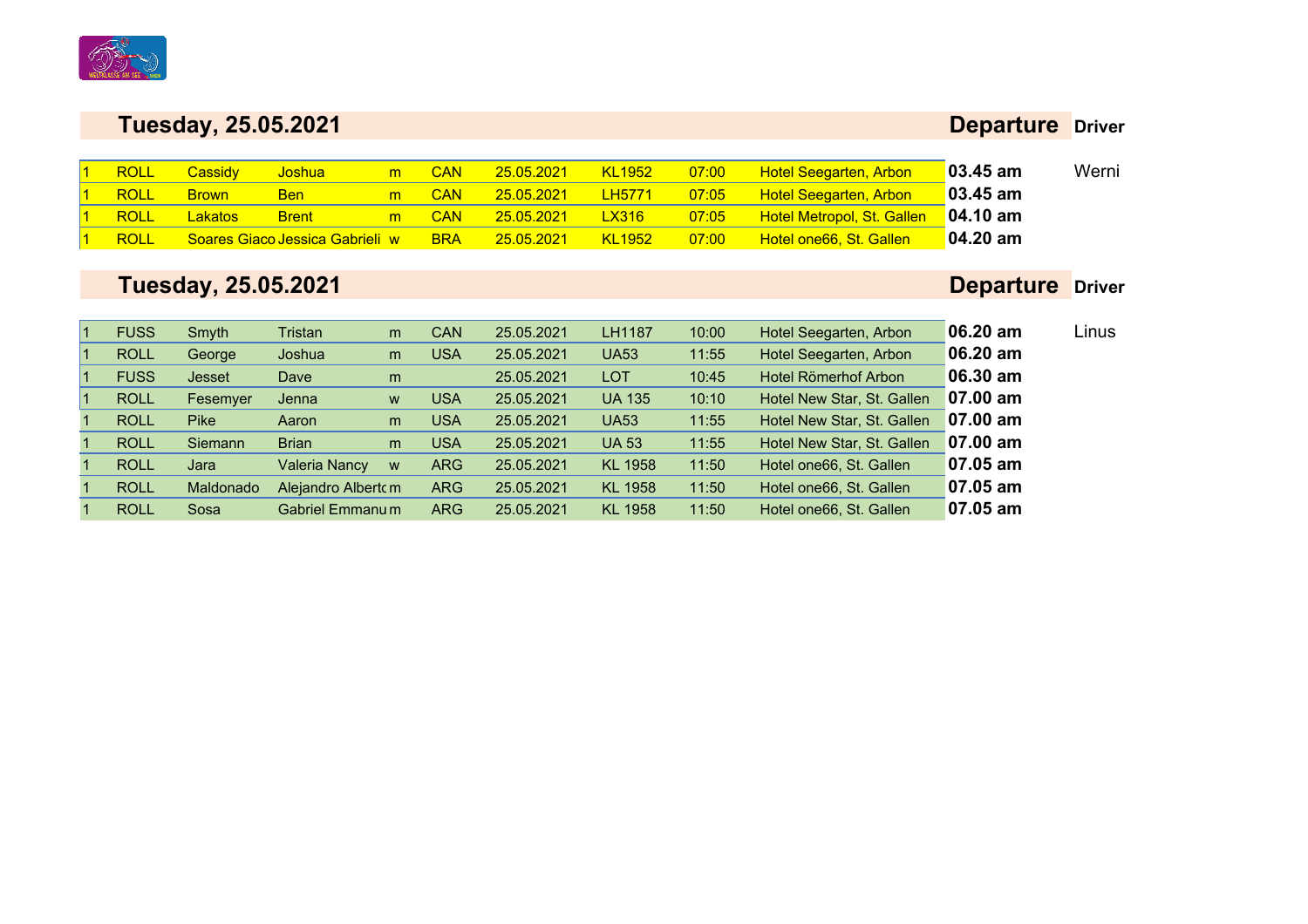## Tuesday, 25.05.2021

| | | | | | | | | | | Departure | Driver |
|---|---|---|---|---|---|---|---|---|---|---|---|
| 1 | ROLL | Cassidy | Joshua | m | CAN | 25.05.2021 | KL1952 | 07:00 | Hotel Seegarten, Arbon | **03.45 am** | Werni |
| 1 | ROLL | Brown | Ben | m | CAN | 25.05.2021 | LH5771 | 07:05 | Hotel Seegarten, Arbon | **03.45 am** | |
| 1 | ROLL | Lakatos | Brent | m | CAN | 25.05.2021 | LX316 | 07:05 | Hotel Metropol, St. Gallen | **04.10 am** | |
| 1 | ROLL | Soares Giaco | Jessica Gabrieli | w | BRA | 25.05.2021 | KL1952 | 07:00 | Hotel one66, St. Gallen | **04.20 am** | |

## Tuesday, 25.05.2021

| | | | | | | | | | | Departure | Driver |
|---|---|---|---|---|---|---|---|---|---|---|---|
| 1 | FUSS | Smyth | Tristan | m | CAN | 25.05.2021 | LH1187 | 10:00 | Hotel Seegarten, Arbon | **06.20 am** | Linus |
| 1 | ROLL | George | Joshua | m | USA | 25.05.2021 | UA53 | 11:55 | Hotel Seegarten, Arbon | **06.20 am** | |
| 1 | FUSS | Jesset | Dave | m | | 25.05.2021 | LOT | 10:45 | Hotel Römerhof Arbon | **06.30 am** | |
| 1 | ROLL | Fesemyer | Jenna | w | USA | 25.05.2021 | UA 135 | 10:10 | Hotel New Star, St. Gallen | **07.00 am** | |
| 1 | ROLL | Pike | Aaron | m | USA | 25.05.2021 | UA53 | 11:55 | Hotel New Star, St. Gallen | **07.00 am** | |
| 1 | ROLL | Siemann | Brian | m | USA | 25.05.2021 | UA 53 | 11:55 | Hotel New Star, St. Gallen | **07.00 am** | |
| 1 | ROLL | Jara | Valeria Nancy | w | ARG | 25.05.2021 | KL 1958 | 11:50 | Hotel one66, St. Gallen | **07.05 am** | |
| 1 | ROLL | Maldonado | Alejandro Alberto | m | ARG | 25.05.2021 | KL 1958 | 11:50 | Hotel one66, St. Gallen | **07.05 am** | |
| 1 | ROLL | Sosa | Gabriel Emmanu | m | ARG | 25.05.2021 | KL 1958 | 11:50 | Hotel one66, St. Gallen | **07.05 am** | |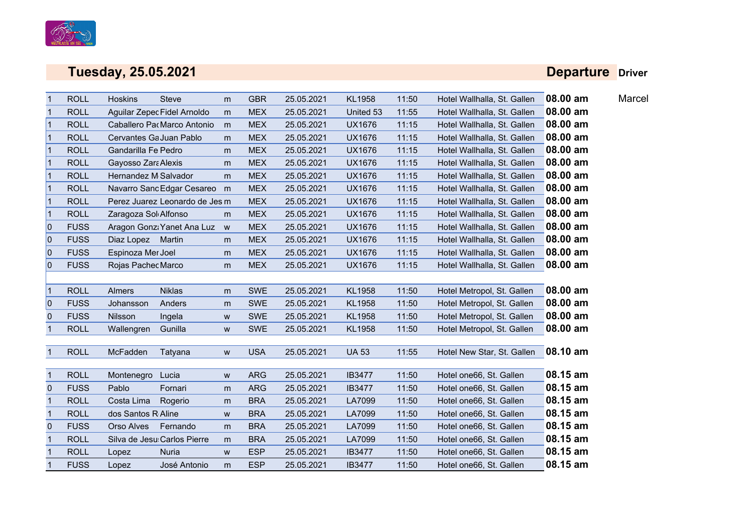## Tuesday, 25.05.2021

| | | | | | | | | | | Departure | Driver |
|---|---|---|---|---|---|---|---|---|---|---|---|
| 1 | ROLL | Hoskins | Steve | m | GBR | 25.05.2021 | KL1958 | 11:50 | Hotel Wallhalla, St. Gallen | **08.00 am** | Marcel |
| 1 | ROLL | Aguilar Zepec | Fidel Arnoldo | m | MEX | 25.05.2021 | United 53 | 11:55 | Hotel Wallhalla, St. Gallen | **08.00 am** | |
| 1 | ROLL | Caballero Pa | Marco Antonio | m | MEX | 25.05.2021 | UX1676 | 11:15 | Hotel Wallhalla, St. Gallen | **08.00 am** | |
| 1 | ROLL | Cervantes Ga | Juan Pablo | m | MEX | 25.05.2021 | UX1676 | 11:15 | Hotel Wallhalla, St. Gallen | **08.00 am** | |
| 1 | ROLL | Gandarilla Fe | Pedro | m | MEX | 25.05.2021 | UX1676 | 11:15 | Hotel Wallhalla, St. Gallen | **08.00 am** | |
| 1 | ROLL | Gayosso Zara | Alexis | m | MEX | 25.05.2021 | UX1676 | 11:15 | Hotel Wallhalla, St. Gallen | **08.00 am** | |
| 1 | ROLL | Hernandez M | Salvador | m | MEX | 25.05.2021 | UX1676 | 11:15 | Hotel Wallhalla, St. Gallen | **08.00 am** | |
| 1 | ROLL | Navarro Sanc | Edgar Cesareo | m | MEX | 25.05.2021 | UX1676 | 11:15 | Hotel Wallhalla, St. Gallen | **08.00 am** | |
| 1 | ROLL | Perez Juarez | Leonardo de Jes | m | MEX | 25.05.2021 | UX1676 | 11:15 | Hotel Wallhalla, St. Gallen | **08.00 am** | |
| 1 | ROLL | Zaragoza Sol | Alfonso | m | MEX | 25.05.2021 | UX1676 | 11:15 | Hotel Wallhalla, St. Gallen | **08.00 am** | |
| 0 | FUSS | Aragon Gonz | Yanet Ana Luz | w | MEX | 25.05.2021 | UX1676 | 11:15 | Hotel Wallhalla, St. Gallen | **08.00 am** | |
| 0 | FUSS | Diaz Lopez | Martin | m | MEX | 25.05.2021 | UX1676 | 11:15 | Hotel Wallhalla, St. Gallen | **08.00 am** | |
| 0 | FUSS | Espinoza Mer | Joel | m | MEX | 25.05.2021 | UX1676 | 11:15 | Hotel Wallhalla, St. Gallen | **08.00 am** | |
| 0 | FUSS | Rojas Pachec | Marco | m | MEX | 25.05.2021 | UX1676 | 11:15 | Hotel Wallhalla, St. Gallen | **08.00 am** | |
| | | | | | | | | | | | |
| 1 | ROLL | Almers | Niklas | m | SWE | 25.05.2021 | KL1958 | 11:50 | Hotel Metropol, St. Gallen | **08.00 am** | |
| 0 | FUSS | Johansson | Anders | m | SWE | 25.05.2021 | KL1958 | 11:50 | Hotel Metropol, St. Gallen | **08.00 am** | |
| 0 | FUSS | Nilsson | Ingela | w | SWE | 25.05.2021 | KL1958 | 11:50 | Hotel Metropol, St. Gallen | **08.00 am** | |
| 1 | ROLL | Wallengren | Gunilla | w | SWE | 25.05.2021 | KL1958 | 11:50 | Hotel Metropol, St. Gallen | **08.00 am** | |
| | | | | | | | | | | | |
| 1 | ROLL | McFadden | Tatyana | w | USA | 25.05.2021 | UA 53 | 11:55 | Hotel New Star, St. Gallen | **08.10 am** | |
| | | | | | | | | | | | |
| 1 | ROLL | Montenegro | Lucia | w | ARG | 25.05.2021 | IB3477 | 11:50 | Hotel one66, St. Gallen | **08.15 am** | |
| 0 | FUSS | Pablo | Fornari | m | ARG | 25.05.2021 | IB3477 | 11:50 | Hotel one66, St. Gallen | **08.15 am** | |
| 1 | ROLL | Costa Lima | Rogerio | m | BRA | 25.05.2021 | LA7099 | 11:50 | Hotel one66, St. Gallen | **08.15 am** | |
| 1 | ROLL | dos Santos R | Aline | w | BRA | 25.05.2021 | LA7099 | 11:50 | Hotel one66, St. Gallen | **08.15 am** | |
| 0 | FUSS | Orso Alves | Fernando | m | BRA | 25.05.2021 | LA7099 | 11:50 | Hotel one66, St. Gallen | **08.15 am** | |
| 1 | ROLL | Silva de Jesu | Carlos Pierre | m | BRA | 25.05.2021 | LA7099 | 11:50 | Hotel one66, St. Gallen | **08.15 am** | |
| 1 | ROLL | Lopez | Nuria | w | ESP | 25.05.2021 | IB3477 | 11:50 | Hotel one66, St. Gallen | **08.15 am** | |
| 1 | FUSS | Lopez | José Antonio | m | ESP | 25.05.2021 | IB3477 | 11:50 | Hotel one66, St. Gallen | **08.15 am** | |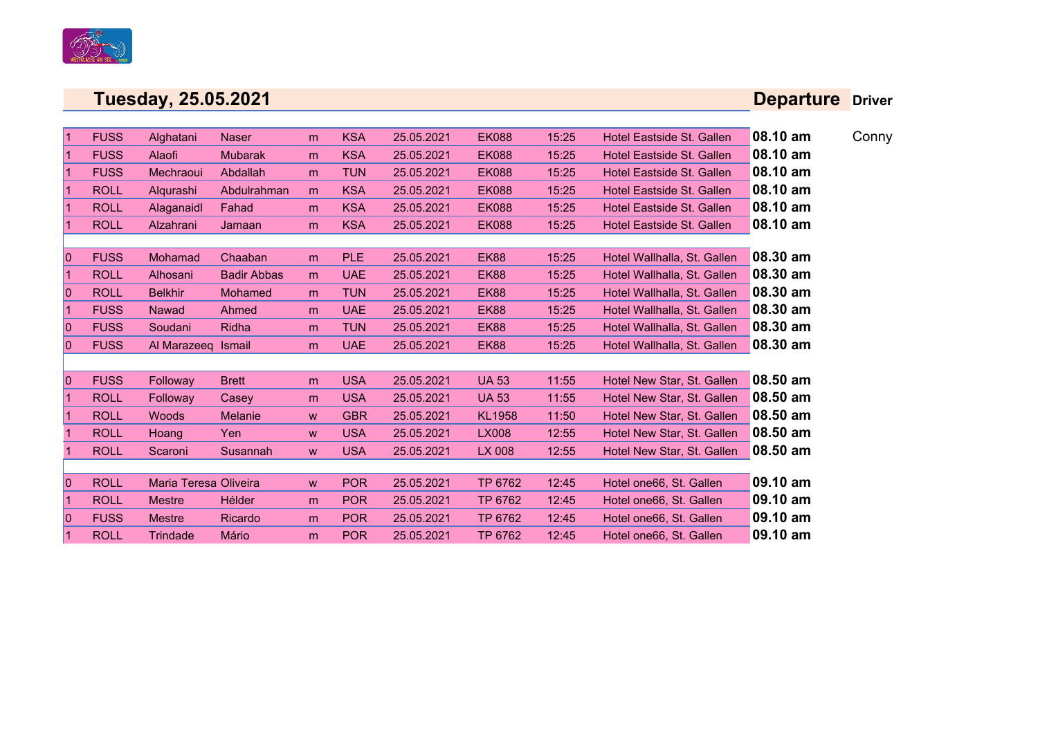## Tuesday, 25.05.2021

| | | | | | | | | | | Departure | Driver |
|---|---|---|---|---|---|---|---|---|---|---|---|
| 1 | FUSS | Alghatani | Naser | m | KSA | 25.05.2021 | EK088 | 15:25 | Hotel Eastside St. Gallen | **08.10 am** | Conny |
| 1 | FUSS | Alaofi | Mubarak | m | KSA | 25.05.2021 | EK088 | 15:25 | Hotel Eastside St. Gallen | **08.10 am** | |
| 1 | FUSS | Mechraoui | Abdallah | m | TUN | 25.05.2021 | EK088 | 15:25 | Hotel Eastside St. Gallen | **08.10 am** | |
| 1 | ROLL | Alqurashi | Abdulrahman | m | KSA | 25.05.2021 | EK088 | 15:25 | Hotel Eastside St. Gallen | **08.10 am** | |
| 1 | ROLL | Alaganaidl | Fahad | m | KSA | 25.05.2021 | EK088 | 15:25 | Hotel Eastside St. Gallen | **08.10 am** | |
| 1 | ROLL | Alzahrani | Jamaan | m | KSA | 25.05.2021 | EK088 | 15:25 | Hotel Eastside St. Gallen | **08.10 am** | |
| | | | | | | | | | | | |
| 0 | FUSS | Mohamad | Chaaban | m | PLE | 25.05.2021 | EK88 | 15:25 | Hotel Wallhalla, St. Gallen | **08.30 am** | |
| 1 | ROLL | Alhosani | Badir Abbas | m | UAE | 25.05.2021 | EK88 | 15:25 | Hotel Wallhalla, St. Gallen | **08.30 am** | |
| 0 | ROLL | Belkhir | Mohamed | m | TUN | 25.05.2021 | EK88 | 15:25 | Hotel Wallhalla, St. Gallen | **08.30 am** | |
| 1 | FUSS | Nawad | Ahmed | m | UAE | 25.05.2021 | EK88 | 15:25 | Hotel Wallhalla, St. Gallen | **08.30 am** | |
| 0 | FUSS | Soudani | Ridha | m | TUN | 25.05.2021 | EK88 | 15:25 | Hotel Wallhalla, St. Gallen | **08.30 am** | |
| 0 | FUSS | Al Marazeeq | Ismail | m | UAE | 25.05.2021 | EK88 | 15:25 | Hotel Wallhalla, St. Gallen | **08.30 am** | |
| | | | | | | | | | | | |
| 0 | FUSS | Followay | Brett | m | USA | 25.05.2021 | UA 53 | 11:55 | Hotel New Star, St. Gallen | **08.50 am** | |
| 1 | ROLL | Followay | Casey | m | USA | 25.05.2021 | UA 53 | 11:55 | Hotel New Star, St. Gallen | **08.50 am** | |
| 1 | ROLL | Woods | Melanie | w | GBR | 25.05.2021 | KL1958 | 11:50 | Hotel New Star, St. Gallen | **08.50 am** | |
| 1 | ROLL | Hoang | Yen | w | USA | 25.05.2021 | LX008 | 12:55 | Hotel New Star, St. Gallen | **08.50 am** | |
| 1 | ROLL | Scaroni | Susannah | w | USA | 25.05.2021 | LX 008 | 12:55 | Hotel New Star, St. Gallen | **08.50 am** | |
| | | | | | | | | | | | |
| 0 | ROLL | Maria Teresa | Oliveira | w | POR | 25.05.2021 | TP 6762 | 12:45 | Hotel one66, St. Gallen | **09.10 am** | |
| 1 | ROLL | Mestre | Hélder | m | POR | 25.05.2021 | TP 6762 | 12:45 | Hotel one66, St. Gallen | **09.10 am** | |
| 0 | FUSS | Mestre | Ricardo | m | POR | 25.05.2021 | TP 6762 | 12:45 | Hotel one66, St. Gallen | **09.10 am** | |
| 1 | ROLL | Trindade | Mário | m | POR | 25.05.2021 | TP 6762 | 12:45 | Hotel one66, St. Gallen | **09.10 am** | |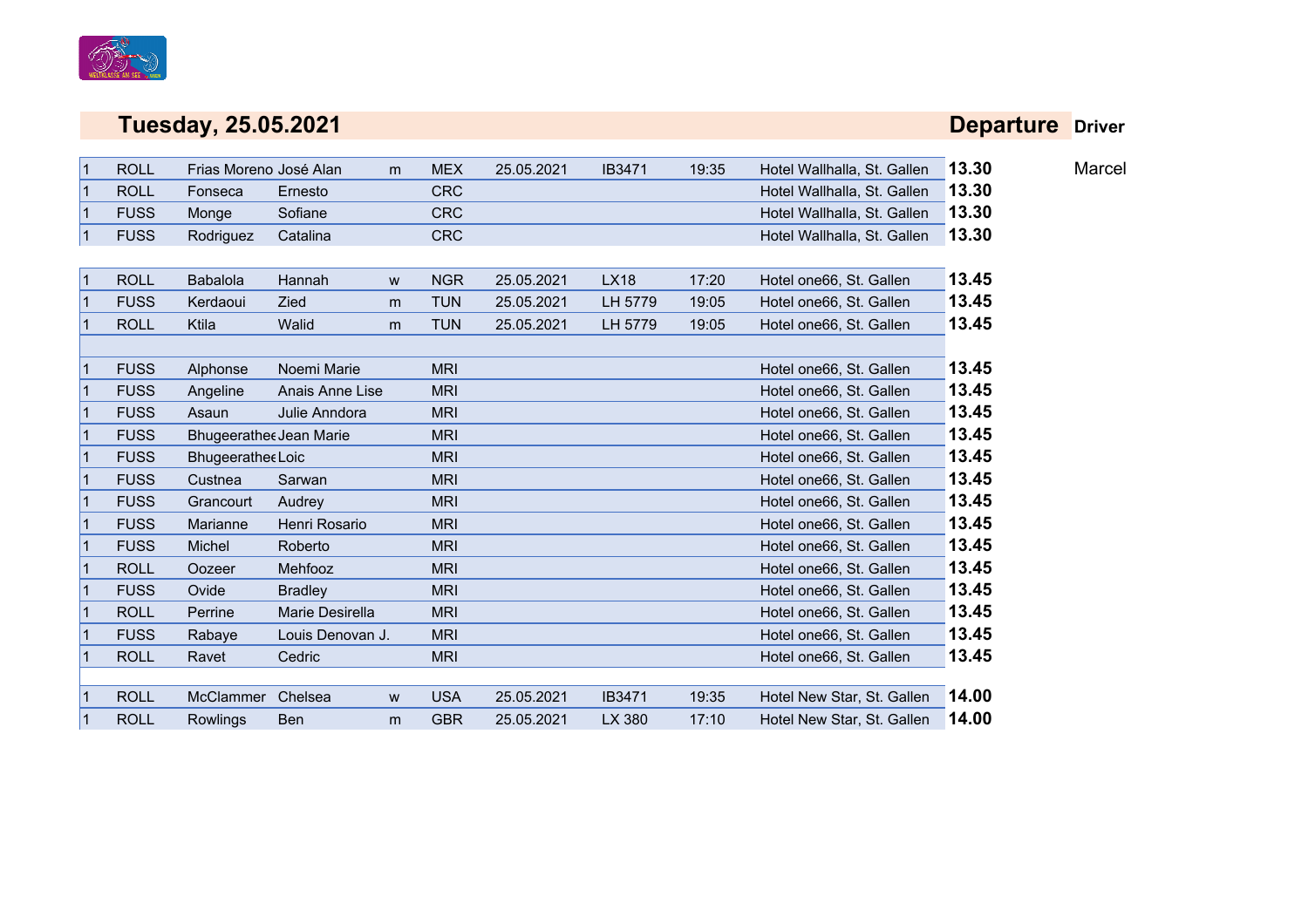## Tuesday, 25.05.2021

| | | | | | | | | | | Departure | Driver |
|---|---|---|---|---|---|---|---|---|---|---|---|
| 1 | ROLL | Frias Moreno | José Alan | m | MEX | 25.05.2021 | IB3471 | 19:35 | Hotel Wallhalla, St. Gallen | **13.30** | Marcel |
| 1 | ROLL | Fonseca | Ernesto | | CRC | | | | Hotel Wallhalla, St. Gallen | **13.30** | |
| 1 | FUSS | Monge | Sofiane | | CRC | | | | Hotel Wallhalla, St. Gallen | **13.30** | |
| 1 | FUSS | Rodriguez | Catalina | | CRC | | | | Hotel Wallhalla, St. Gallen | **13.30** | |
| | | | | | | | | | | | |
| 1 | ROLL | Babalola | Hannah | w | NGR | 25.05.2021 | LX18 | 17:20 | Hotel one66, St. Gallen | **13.45** | |
| 1 | FUSS | Kerdaoui | Zied | m | TUN | 25.05.2021 | LH 5779 | 19:05 | Hotel one66, St. Gallen | **13.45** | |
| 1 | ROLL | Ktila | Walid | m | TUN | 25.05.2021 | LH 5779 | 19:05 | Hotel one66, St. Gallen | **13.45** | |
| | | | | | | | | | | | |
| 1 | FUSS | Alphonse | Noemi Marie | | MRI | | | | Hotel one66, St. Gallen | **13.45** | |
| 1 | FUSS | Angeline | Anais Anne Lise | | MRI | | | | Hotel one66, St. Gallen | **13.45** | |
| 1 | FUSS | Asaun | Julie Anndora | | MRI | | | | Hotel one66, St. Gallen | **13.45** | |
| 1 | FUSS | Bhugeerathee | Jean Marie | | MRI | | | | Hotel one66, St. Gallen | **13.45** | |
| 1 | FUSS | Bhugeerathee | Loic | | MRI | | | | Hotel one66, St. Gallen | **13.45** | |
| 1 | FUSS | Custnea | Sarwan | | MRI | | | | Hotel one66, St. Gallen | **13.45** | |
| 1 | FUSS | Grancourt | Audrey | | MRI | | | | Hotel one66, St. Gallen | **13.45** | |
| 1 | FUSS | Marianne | Henri Rosario | | MRI | | | | Hotel one66, St. Gallen | **13.45** | |
| 1 | FUSS | Michel | Roberto | | MRI | | | | Hotel one66, St. Gallen | **13.45** | |
| 1 | ROLL | Oozeer | Mehfooz | | MRI | | | | Hotel one66, St. Gallen | **13.45** | |
| 1 | FUSS | Ovide | Bradley | | MRI | | | | Hotel one66, St. Gallen | **13.45** | |
| 1 | ROLL | Perrine | Marie Desirella | | MRI | | | | Hotel one66, St. Gallen | **13.45** | |
| 1 | FUSS | Rabaye | Louis Denovan J. | | MRI | | | | Hotel one66, St. Gallen | **13.45** | |
| 1 | ROLL | Ravet | Cedric | | MRI | | | | Hotel one66, St. Gallen | **13.45** | |
| | | | | | | | | | | | |
| 1 | ROLL | McClammer | Chelsea | w | USA | 25.05.2021 | IB3471 | 19:35 | Hotel New Star, St. Gallen | **14.00** | |
| 1 | ROLL | Rowlings | Ben | m | GBR | 25.05.2021 | LX 380 | 17:10 | Hotel New Star, St. Gallen | **14.00** | |